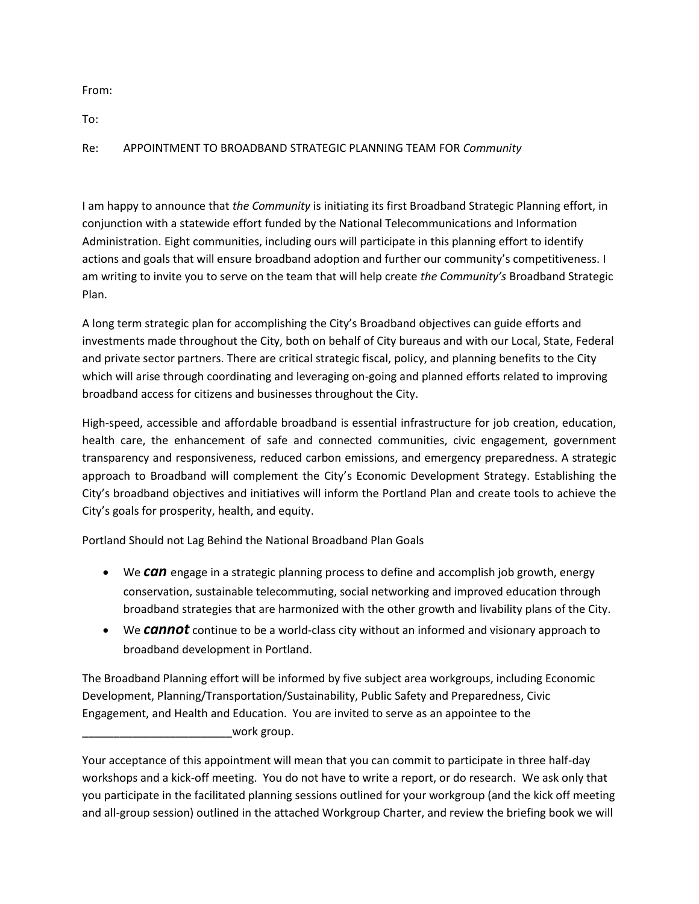From:

To:

Re: APPOINTMENT TO BROADBAND STRATEGIC PLANNING TEAM FOR *Community*

I am happy to announce that *the Community* is initiating its first Broadband Strategic Planning effort, in conjunction with a statewide effort funded by the National Telecommunications and Information Administration. Eight communities, including ours will participate in this planning effort to identify actions and goals that will ensure broadband adoption and further our community's competitiveness. I am writing to invite you to serve on the team that will help create *the Community's* Broadband Strategic Plan.

A long term strategic plan for accomplishing the City's Broadband objectives can guide efforts and investments made throughout the City, both on behalf of City bureaus and with our Local, State, Federal and private sector partners. There are critical strategic fiscal, policy, and planning benefits to the City which will arise through coordinating and leveraging on-going and planned efforts related to improving broadband access for citizens and businesses throughout the City.

High-speed, accessible and affordable broadband is essential infrastructure for job creation, education, health care, the enhancement of safe and connected communities, civic engagement, government transparency and responsiveness, reduced carbon emissions, and emergency preparedness. A strategic approach to Broadband will complement the City's Economic Development Strategy. Establishing the City's broadband objectives and initiatives will inform the Portland Plan and create tools to achieve the City's goals for prosperity, health, and equity.

Portland Should not Lag Behind the National Broadband Plan Goals

- We ***can*** engage in a strategic planning process to define and accomplish job growth, energy conservation, sustainable telecommuting, social networking and improved education through broadband strategies that are harmonized with the other growth and livability plans of the City.
- We ***cannot*** continue to be a world-class city without an informed and visionary approach to broadband development in Portland.

The Broadband Planning effort will be informed by five subject area workgroups, including Economic Development, Planning/Transportation/Sustainability, Public Safety and Preparedness, Civic Engagement, and Health and Education. You are invited to serve as an appointee to the ________________________work group.

Your acceptance of this appointment will mean that you can commit to participate in three half-day workshops and a kick-off meeting. You do not have to write a report, or do research. We ask only that you participate in the facilitated planning sessions outlined for your workgroup (and the kick off meeting and all-group session) outlined in the attached Workgroup Charter, and review the briefing book we will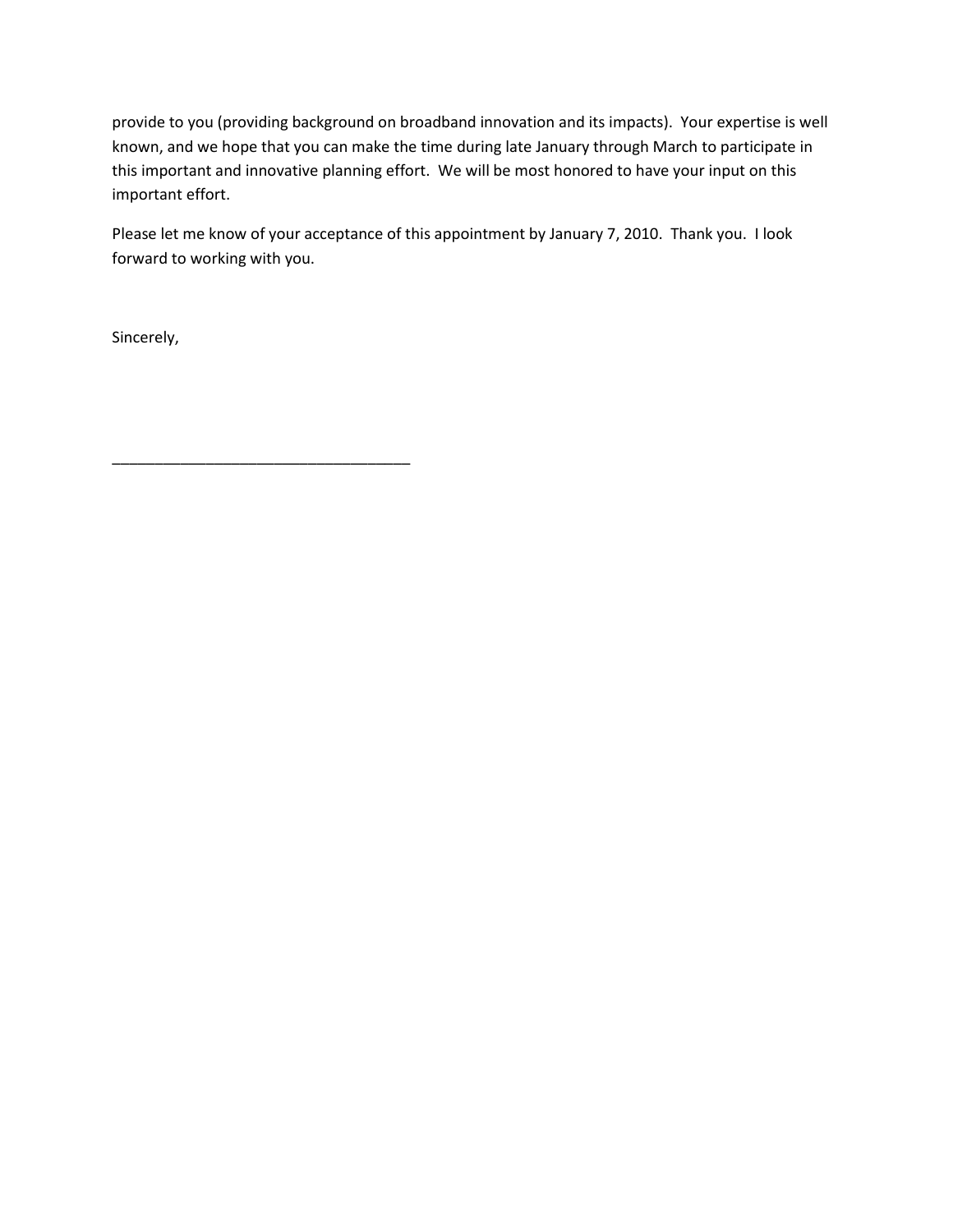provide to you (providing background on broadband innovation and its impacts). Your expertise is well known, and we hope that you can make the time during late January through March to participate in this important and innovative planning effort. We will be most honored to have your input on this important effort.

Please let me know of your acceptance of this appointment by January 7, 2010. Thank you. I look forward to working with you.

Sincerely,

___________________________________